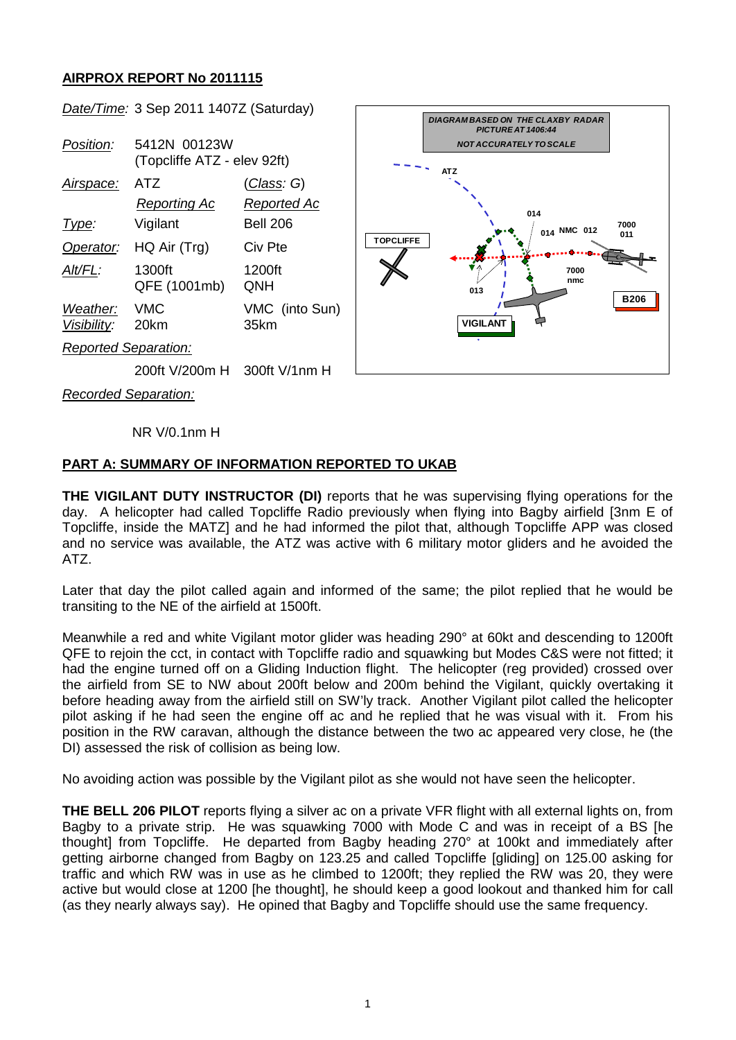## AIRPROX REPORT No 2011115

| | | |
|---|---|---|
| *Date/Time:* | 3 Sep 2011 1407Z (Saturday) | |
| *Position:* | 5412N 00123W (Topcliffe ATZ - elev 92ft) | |
| *Airspace:* | ATZ | (*Class*: G) |
| | *Reporting Ac* | *Reported Ac* |
| *Type:* | Vigilant | Bell 206 |
| *Operator:* | HQ Air (Trg) | Civ Pte |
| *Alt/FL:* | 1300ft QFE (1001mb) | 1200ft QNH |
| *Weather:* | VMC | VMC (into Sun) |
| *Visibility:* | 20km | 35km |
| *Reported Separation:* | | |
| | 200ft V/200m H | 300ft V/1nm H |
| *Recorded Separation:* | | |
| | NR V/0.1nm H | |

DIAGRAM BASED ON THE CLAXBY RADAR PICTURE AT 1406:44
NOT ACCURATELY TO SCALE

## PART A: SUMMARY OF INFORMATION REPORTED TO UKAB

**THE VIGILANT DUTY INSTRUCTOR (DI)** reports that he was supervising flying operations for the day. A helicopter had called Topcliffe Radio previously when flying into Bagby airfield [3nm E of Topcliffe, inside the MATZ] and he had informed the pilot that, although Topcliffe APP was closed and no service was available, the ATZ was active with 6 military motor gliders and he avoided the ATZ.

Later that day the pilot called again and informed of the same; the pilot replied that he would be transiting to the NE of the airfield at 1500ft.

Meanwhile a red and white Vigilant motor glider was heading 290° at 60kt and descending to 1200ft QFE to rejoin the cct, in contact with Topcliffe radio and squawking but Modes C&S were not fitted; it had the engine turned off on a Gliding Induction flight. The helicopter (reg provided) crossed over the airfield from SE to NW about 200ft below and 200m behind the Vigilant, quickly overtaking it before heading away from the airfield still on SW'ly track. Another Vigilant pilot called the helicopter pilot asking if he had seen the engine off ac and he replied that he was visual with it. From his position in the RW caravan, although the distance between the two ac appeared very close, he (the DI) assessed the risk of collision as being low.

No avoiding action was possible by the Vigilant pilot as she would not have seen the helicopter.

**THE BELL 206 PILOT** reports flying a silver ac on a private VFR flight with all external lights on, from Bagby to a private strip. He was squawking 7000 with Mode C and was in receipt of a BS [he thought] from Topcliffe. He departed from Bagby heading 270° at 100kt and immediately after getting airborne changed from Bagby on 123.25 and called Topcliffe [gliding] on 125.00 asking for traffic and which RW was in use as he climbed to 1200ft; they replied the RW was 20, they were active but would close at 1200 [he thought], he should keep a good lookout and thanked him for call (as they nearly always say). He opined that Bagby and Topcliffe should use the same frequency.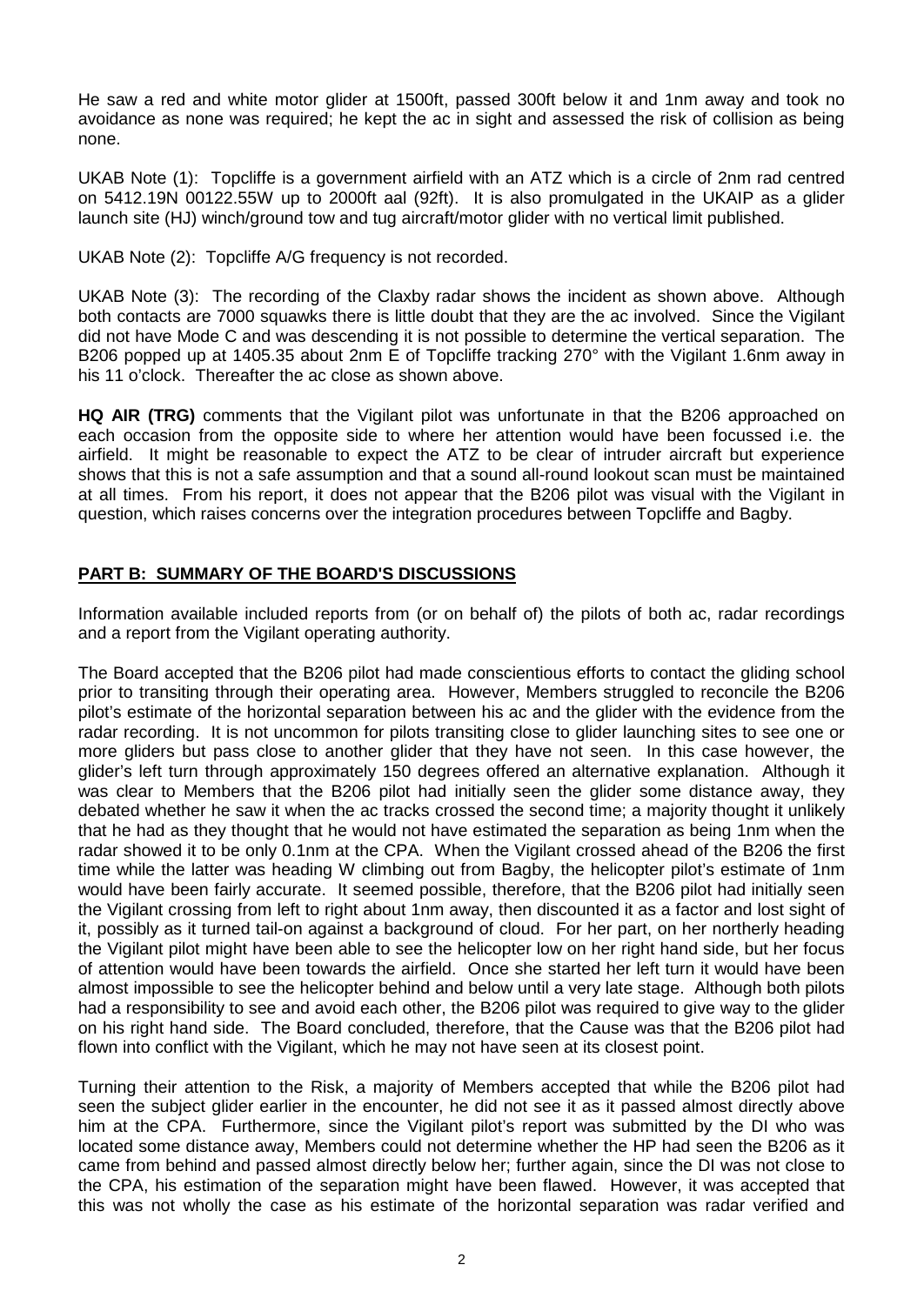He saw a red and white motor glider at 1500ft, passed 300ft below it and 1nm away and took no avoidance as none was required; he kept the ac in sight and assessed the risk of collision as being none.

UKAB Note (1): Topcliffe is a government airfield with an ATZ which is a circle of 2nm rad centred on 5412.19N 00122.55W up to 2000ft aal (92ft). It is also promulgated in the UKAIP as a glider launch site (HJ) winch/ground tow and tug aircraft/motor glider with no vertical limit published.

UKAB Note (2): Topcliffe A/G frequency is not recorded.

UKAB Note (3): The recording of the Claxby radar shows the incident as shown above. Although both contacts are 7000 squawks there is little doubt that they are the ac involved. Since the Vigilant did not have Mode C and was descending it is not possible to determine the vertical separation. The B206 popped up at 1405.35 about 2nm E of Topcliffe tracking 270° with the Vigilant 1.6nm away in his 11 o'clock. Thereafter the ac close as shown above.

**HQ AIR (TRG)** comments that the Vigilant pilot was unfortunate in that the B206 approached on each occasion from the opposite side to where her attention would have been focussed i.e. the airfield. It might be reasonable to expect the ATZ to be clear of intruder aircraft but experience shows that this is not a safe assumption and that a sound all-round lookout scan must be maintained at all times. From his report, it does not appear that the B206 pilot was visual with the Vigilant in question, which raises concerns over the integration procedures between Topcliffe and Bagby.

## PART B: SUMMARY OF THE BOARD'S DISCUSSIONS

Information available included reports from (or on behalf of) the pilots of both ac, radar recordings and a report from the Vigilant operating authority.

The Board accepted that the B206 pilot had made conscientious efforts to contact the gliding school prior to transiting through their operating area. However, Members struggled to reconcile the B206 pilot's estimate of the horizontal separation between his ac and the glider with the evidence from the radar recording. It is not uncommon for pilots transiting close to glider launching sites to see one or more gliders but pass close to another glider that they have not seen. In this case however, the glider's left turn through approximately 150 degrees offered an alternative explanation. Although it was clear to Members that the B206 pilot had initially seen the glider some distance away, they debated whether he saw it when the ac tracks crossed the second time; a majority thought it unlikely that he had as they thought that he would not have estimated the separation as being 1nm when the radar showed it to be only 0.1nm at the CPA. When the Vigilant crossed ahead of the B206 the first time while the latter was heading W climbing out from Bagby, the helicopter pilot's estimate of 1nm would have been fairly accurate. It seemed possible, therefore, that the B206 pilot had initially seen the Vigilant crossing from left to right about 1nm away, then discounted it as a factor and lost sight of it, possibly as it turned tail-on against a background of cloud. For her part, on her northerly heading the Vigilant pilot might have been able to see the helicopter low on her right hand side, but her focus of attention would have been towards the airfield. Once she started her left turn it would have been almost impossible to see the helicopter behind and below until a very late stage. Although both pilots had a responsibility to see and avoid each other, the B206 pilot was required to give way to the glider on his right hand side. The Board concluded, therefore, that the Cause was that the B206 pilot had flown into conflict with the Vigilant, which he may not have seen at its closest point.

Turning their attention to the Risk, a majority of Members accepted that while the B206 pilot had seen the subject glider earlier in the encounter, he did not see it as it passed almost directly above him at the CPA. Furthermore, since the Vigilant pilot's report was submitted by the DI who was located some distance away, Members could not determine whether the HP had seen the B206 as it came from behind and passed almost directly below her; further again, since the DI was not close to the CPA, his estimation of the separation might have been flawed. However, it was accepted that this was not wholly the case as his estimate of the horizontal separation was radar verified and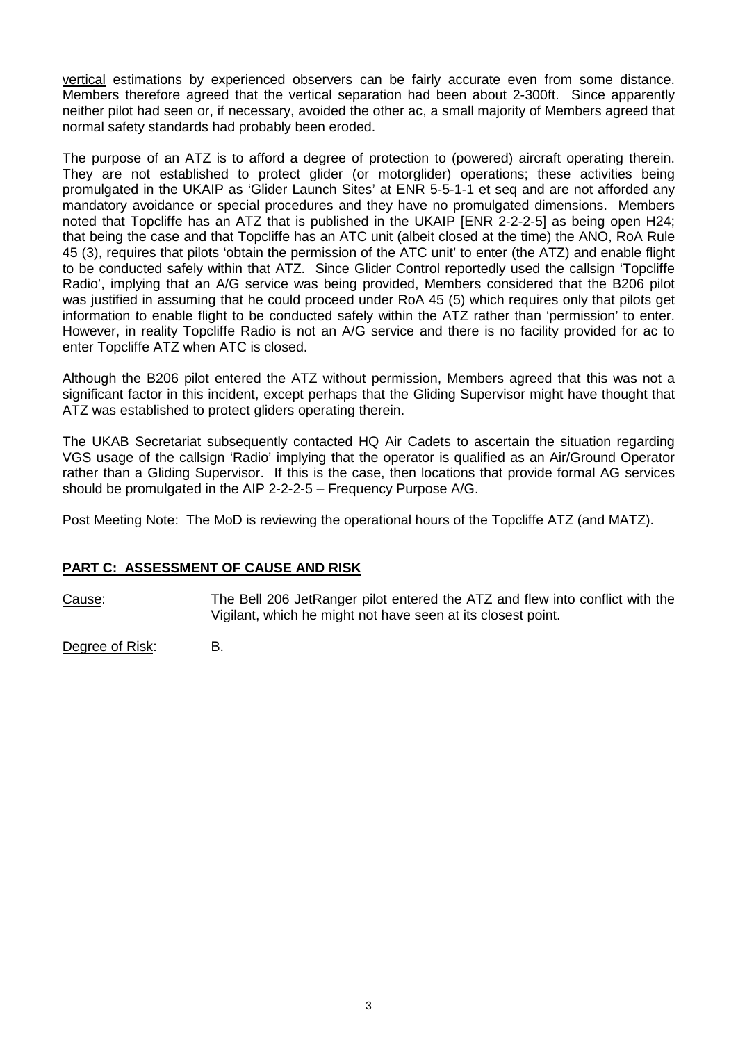vertical estimations by experienced observers can be fairly accurate even from some distance. Members therefore agreed that the vertical separation had been about 2-300ft. Since apparently neither pilot had seen or, if necessary, avoided the other ac, a small majority of Members agreed that normal safety standards had probably been eroded.

The purpose of an ATZ is to afford a degree of protection to (powered) aircraft operating therein. They are not established to protect glider (or motorglider) operations; these activities being promulgated in the UKAIP as 'Glider Launch Sites' at ENR 5-5-1-1 et seq and are not afforded any mandatory avoidance or special procedures and they have no promulgated dimensions. Members noted that Topcliffe has an ATZ that is published in the UKAIP [ENR 2-2-2-5] as being open H24; that being the case and that Topcliffe has an ATC unit (albeit closed at the time) the ANO, RoA Rule 45 (3), requires that pilots 'obtain the permission of the ATC unit' to enter (the ATZ) and enable flight to be conducted safely within that ATZ. Since Glider Control reportedly used the callsign 'Topcliffe Radio', implying that an A/G service was being provided, Members considered that the B206 pilot was justified in assuming that he could proceed under RoA 45 (5) which requires only that pilots get information to enable flight to be conducted safely within the ATZ rather than 'permission' to enter. However, in reality Topcliffe Radio is not an A/G service and there is no facility provided for ac to enter Topcliffe ATZ when ATC is closed.

Although the B206 pilot entered the ATZ without permission, Members agreed that this was not a significant factor in this incident, except perhaps that the Gliding Supervisor might have thought that ATZ was established to protect gliders operating therein.

The UKAB Secretariat subsequently contacted HQ Air Cadets to ascertain the situation regarding VGS usage of the callsign 'Radio' implying that the operator is qualified as an Air/Ground Operator rather than a Gliding Supervisor. If this is the case, then locations that provide formal AG services should be promulgated in the AIP 2-2-2-5 – Frequency Purpose A/G.

Post Meeting Note: The MoD is reviewing the operational hours of the Topcliffe ATZ (and MATZ).

## PART C: ASSESSMENT OF CAUSE AND RISK

Cause: The Bell 206 JetRanger pilot entered the ATZ and flew into conflict with the Vigilant, which he might not have seen at its closest point.

Degree of Risk: B.